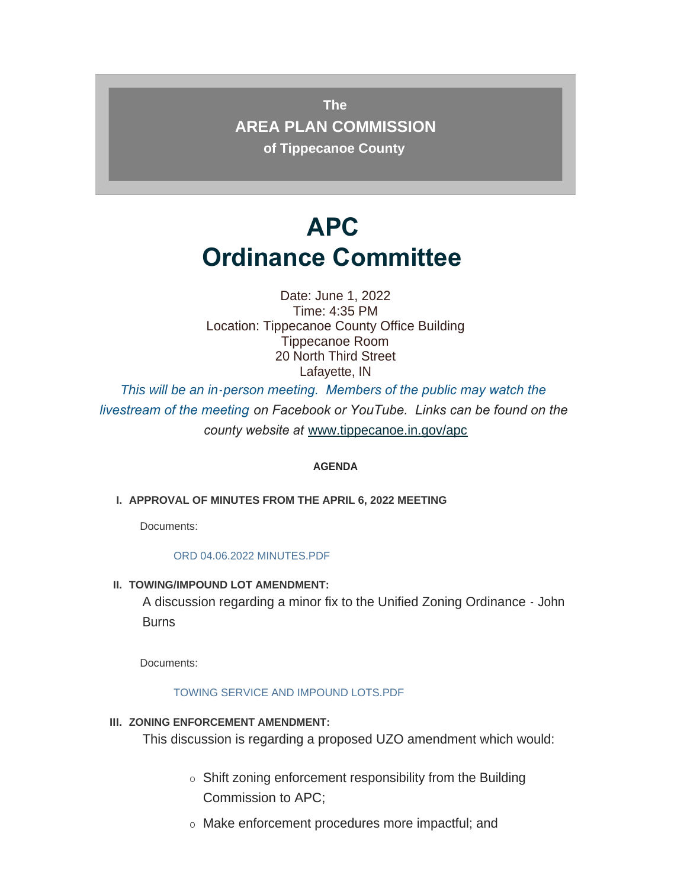**The**

**AREA PLAN COMMISSION**

**of Tippecanoe County**

# APC
# Ordinance Committee

Date: June 1, 2022
Time: 4:35 PM
Location: Tippecanoe County Office Building
Tippecanoe Room
20 North Third Street
Lafayette, IN

*This will be an in-person meeting. Members of the public may watch the livestream of the meeting on Facebook or YouTube. Links can be found on the county website at* www.tippecanoe.in.gov/apc

**AGENDA**

**I. APPROVAL OF MINUTES FROM THE APRIL 6, 2022 MEETING**

Documents:

ORD 04.06.2022 MINUTES.PDF

**II. TOWING/IMPOUND LOT AMENDMENT:**

A discussion regarding a minor fix to the Unified Zoning Ordinance - John Burns

Documents:

TOWING SERVICE AND IMPOUND LOTS.PDF

**III. ZONING ENFORCEMENT AMENDMENT:**

This discussion is regarding a proposed UZO amendment which would:

- Shift zoning enforcement responsibility from the Building Commission to APC;
- Make enforcement procedures more impactful; and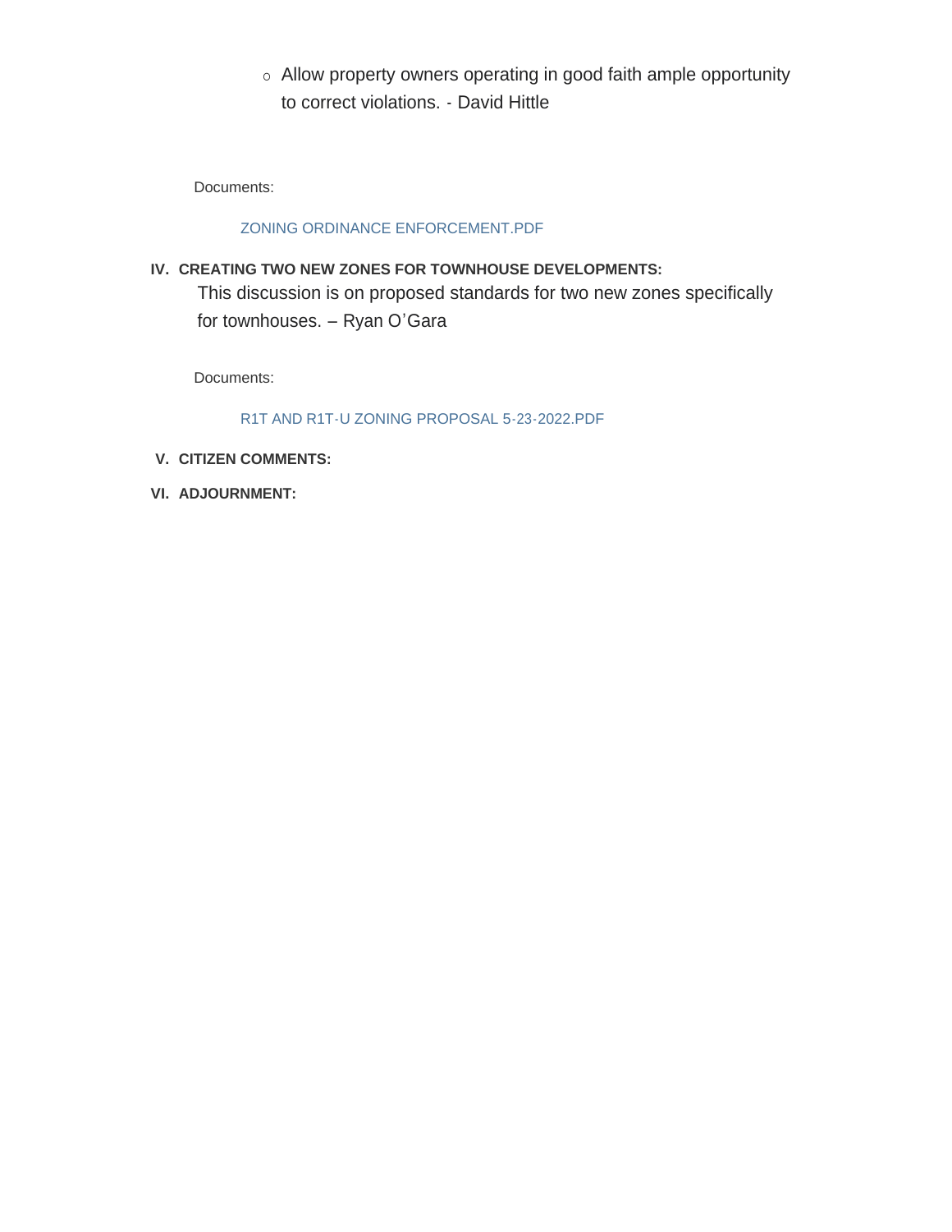- Allow property owners operating in good faith ample opportunity to correct violations. - David Hittle

Documents:

ZONING ORDINANCE ENFORCEMENT.PDF

**IV. CREATING TWO NEW ZONES FOR TOWNHOUSE DEVELOPMENTS:**

This discussion is on proposed standards for two new zones specifically for townhouses. – Ryan O'Gara

Documents:

R1T AND R1T-U ZONING PROPOSAL 5-23-2022.PDF

**V. CITIZEN COMMENTS:**

**VI. ADJOURNMENT:**